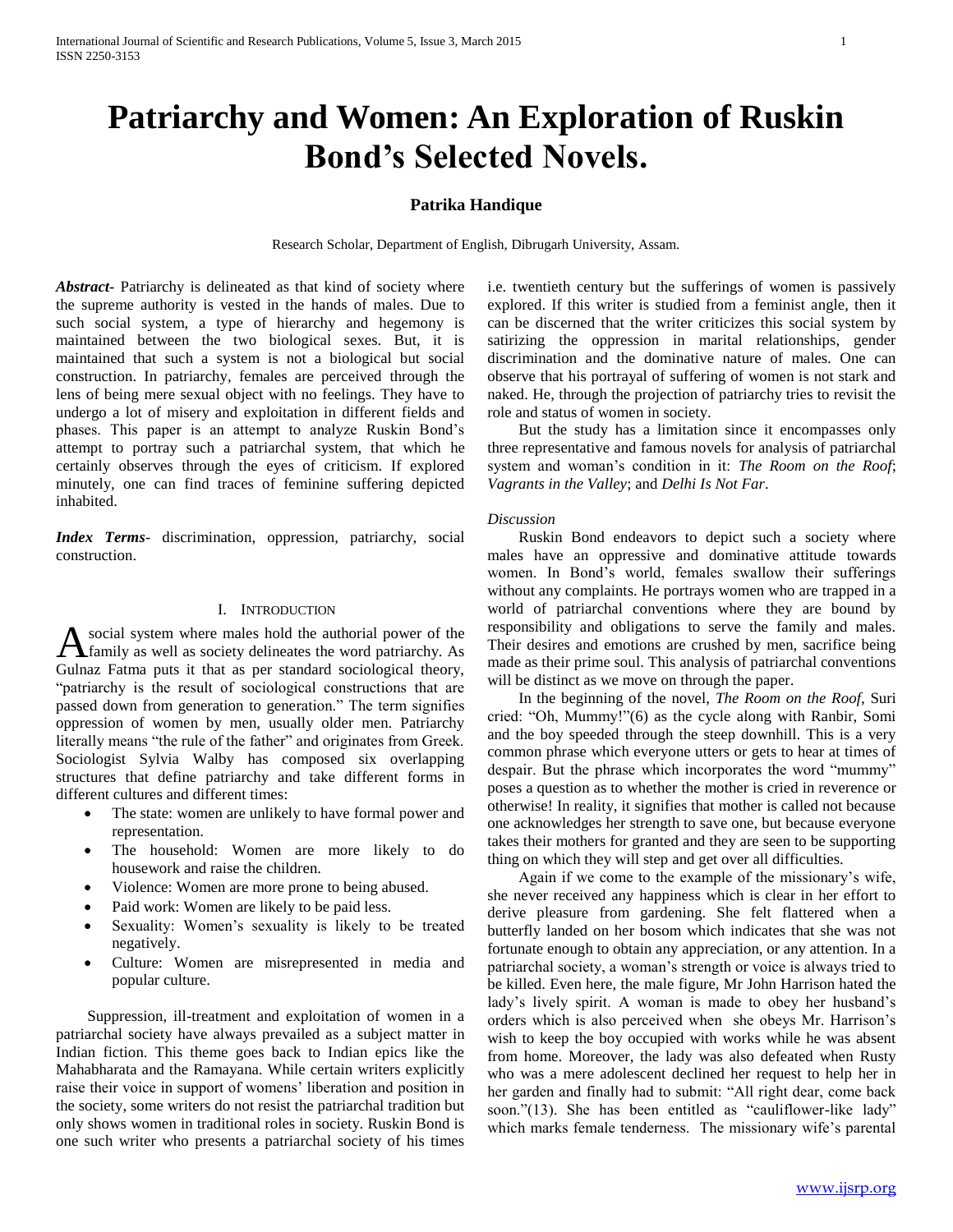# Patriarchy and Women: An Exploration of Ruskin Bond's Selected Novels.

**Patrika Handique**

Research Scholar, Department of English, Dibrugarh University, Assam.

***Abstract***- Patriarchy is delineated as that kind of society where the supreme authority is vested in the hands of males. Due to such social system, a type of hierarchy and hegemony is maintained between the two biological sexes. But, it is maintained that such a system is not a biological but social construction. In patriarchy, females are perceived through the lens of being mere sexual object with no feelings. They have to undergo a lot of misery and exploitation in different fields and phases. This paper is an attempt to analyze Ruskin Bond's attempt to portray such a patriarchal system, that which he certainly observes through the eyes of criticism. If explored minutely, one can find traces of feminine suffering depicted inhabited.

***Index Terms***- discrimination, oppression, patriarchy, social construction.

## I. Introduction

A social system where males hold the authorial power of the family as well as society delineates the word patriarchy. As Gulnaz Fatma puts it that as per standard sociological theory, "patriarchy is the result of sociological constructions that are passed down from generation to generation." The term signifies oppression of women by men, usually older men. Patriarchy literally means "the rule of the father" and originates from Greek. Sociologist Sylvia Walby has composed six overlapping structures that define patriarchy and take different forms in different cultures and different times:

- The state: women are unlikely to have formal power and representation.
- The household: Women are more likely to do housework and raise the children.
- Violence: Women are more prone to being abused.
- Paid work: Women are likely to be paid less.
- Sexuality: Women's sexuality is likely to be treated negatively.
- Culture: Women are misrepresented in media and popular culture.

Suppression, ill-treatment and exploitation of women in a patriarchal society have always prevailed as a subject matter in Indian fiction. This theme goes back to Indian epics like the Mahabharata and the Ramayana. While certain writers explicitly raise their voice in support of womens' liberation and position in the society, some writers do not resist the patriarchal tradition but only shows women in traditional roles in society. Ruskin Bond is one such writer who presents a patriarchal society of his times i.e. twentieth century but the sufferings of women is passively explored. If this writer is studied from a feminist angle, then it can be discerned that the writer criticizes this social system by satirizing the oppression in marital relationships, gender discrimination and the dominative nature of males. One can observe that his portrayal of suffering of women is not stark and naked. He, through the projection of patriarchy tries to revisit the role and status of women in society.

But the study has a limitation since it encompasses only three representative and famous novels for analysis of patriarchal system and woman's condition in it: *The Room on the Roof*; *Vagrants in the Valley*; and *Delhi Is Not Far*.

*Discussion*

Ruskin Bond endeavors to depict such a society where males have an oppressive and dominative attitude towards women. In Bond's world, females swallow their sufferings without any complaints. He portrays women who are trapped in a world of patriarchal conventions where they are bound by responsibility and obligations to serve the family and males. Their desires and emotions are crushed by men, sacrifice being made as their prime soul. This analysis of patriarchal conventions will be distinct as we move on through the paper.

In the beginning of the novel, *The Room on the Roof*, Suri cried: "Oh, Mummy!"(6) as the cycle along with Ranbir, Somi and the boy speeded through the steep downhill. This is a very common phrase which everyone utters or gets to hear at times of despair. But the phrase which incorporates the word "mummy" poses a question as to whether the mother is cried in reverence or otherwise! In reality, it signifies that mother is called not because one acknowledges her strength to save one, but because everyone takes their mothers for granted and they are seen to be supporting thing on which they will step and get over all difficulties.

Again if we come to the example of the missionary's wife, she never received any happiness which is clear in her effort to derive pleasure from gardening. She felt flattered when a butterfly landed on her bosom which indicates that she was not fortunate enough to obtain any appreciation, or any attention. In a patriarchal society, a woman's strength or voice is always tried to be killed. Even here, the male figure, Mr John Harrison hated the lady's lively spirit. A woman is made to obey her husband's orders which is also perceived when she obeys Mr. Harrison's wish to keep the boy occupied with works while he was absent from home. Moreover, the lady was also defeated when Rusty who was a mere adolescent declined her request to help her in her garden and finally had to submit: "All right dear, come back soon."(13). She has been entitled as "cauliflower-like lady" which marks female tenderness. The missionary wife's parental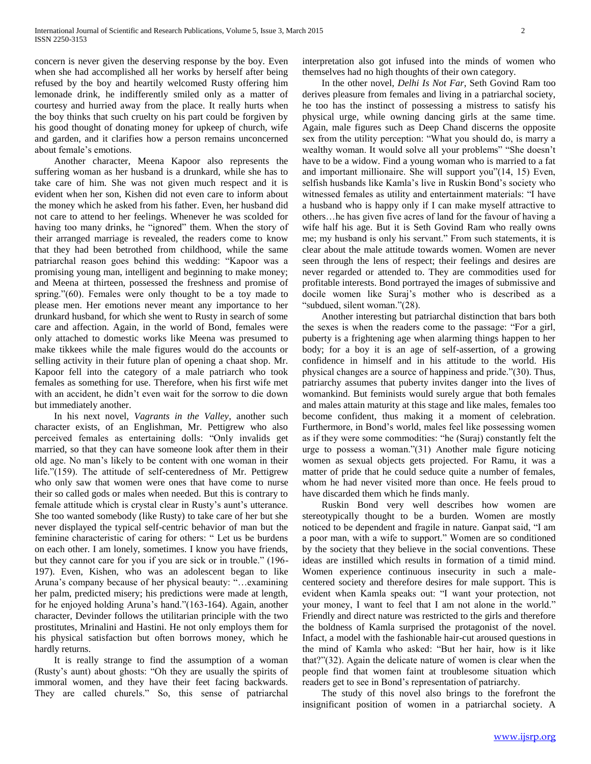concern is never given the deserving response by the boy. Even when she had accomplished all her works by herself after being refused by the boy and heartily welcomed Rusty offering him lemonade drink, he indifferently smiled only as a matter of courtesy and hurried away from the place. It really hurts when the boy thinks that such cruelty on his part could be forgiven by his good thought of donating money for upkeep of church, wife and garden, and it clarifies how a person remains unconcerned about female's emotions.

Another character, Meena Kapoor also represents the suffering woman as her husband is a drunkard, while she has to take care of him. She was not given much respect and it is evident when her son, Kishen did not even care to inform about the money which he asked from his father. Even, her husband did not care to attend to her feelings. Whenever he was scolded for having too many drinks, he "ignored" them. When the story of their arranged marriage is revealed, the readers come to know that they had been betrothed from childhood, while the same patriarchal reason goes behind this wedding: "Kapoor was a promising young man, intelligent and beginning to make money; and Meena at thirteen, possessed the freshness and promise of spring."(60). Females were only thought to be a toy made to please men. Her emotions never meant any importance to her drunkard husband, for which she went to Rusty in search of some care and affection. Again, in the world of Bond, females were only attached to domestic works like Meena was presumed to make tikkees while the male figures would do the accounts or selling activity in their future plan of opening a chaat shop. Mr. Kapoor fell into the category of a male patriarch who took females as something for use. Therefore, when his first wife met with an accident, he didn't even wait for the sorrow to die down but immediately another.

In his next novel, *Vagrants in the Valley*, another such character exists, of an Englishman, Mr. Pettigrew who also perceived females as entertaining dolls: "Only invalids get married, so that they can have someone look after them in their old age. No man's likely to be content with one woman in their life."(159). The attitude of self-centeredness of Mr. Pettigrew who only saw that women were ones that have come to nurse their so called gods or males when needed. But this is contrary to female attitude which is crystal clear in Rusty's aunt's utterance. She too wanted somebody (like Rusty) to take care of her but she never displayed the typical self-centric behavior of man but the feminine characteristic of caring for others: " Let us be burdens on each other. I am lonely, sometimes. I know you have friends, but they cannot care for you if you are sick or in trouble." (196-197). Even, Kishen, who was an adolescent began to like Aruna's company because of her physical beauty: "…examining her palm, predicted misery; his predictions were made at length, for he enjoyed holding Aruna's hand."(163-164). Again, another character, Devinder follows the utilitarian principle with the two prostitutes, Mrinalini and Hastini. He not only employs them for his physical satisfaction but often borrows money, which he hardly returns.

It is really strange to find the assumption of a woman (Rusty's aunt) about ghosts: "Oh they are usually the spirits of immoral women, and they have their feet facing backwards. They are called churels." So, this sense of patriarchal interpretation also got infused into the minds of women who themselves had no high thoughts of their own category.

In the other novel, *Delhi Is Not Far*, Seth Govind Ram too derives pleasure from females and living in a patriarchal society, he too has the instinct of possessing a mistress to satisfy his physical urge, while owning dancing girls at the same time. Again, male figures such as Deep Chand discerns the opposite sex from the utility perception: "What you should do, is marry a wealthy woman. It would solve all your problems" "She doesn't have to be a widow. Find a young woman who is married to a fat and important millionaire. She will support you"(14, 15) Even, selfish husbands like Kamla's live in Ruskin Bond's society who witnessed females as utility and entertainment materials: "I have a husband who is happy only if I can make myself attractive to others…he has given five acres of land for the favour of having a wife half his age. But it is Seth Govind Ram who really owns me; my husband is only his servant." From such statements, it is clear about the male attitude towards women. Women are never seen through the lens of respect; their feelings and desires are never regarded or attended to. They are commodities used for profitable interests. Bond portrayed the images of submissive and docile women like Suraj's mother who is described as a "subdued, silent woman."(28).

Another interesting but patriarchal distinction that bars both the sexes is when the readers come to the passage: "For a girl, puberty is a frightening age when alarming things happen to her body; for a boy it is an age of self-assertion, of a growing confidence in himself and in his attitude to the world. His physical changes are a source of happiness and pride."(30). Thus, patriarchy assumes that puberty invites danger into the lives of womankind. But feminists would surely argue that both females and males attain maturity at this stage and like males, females too become confident, thus making it a moment of celebration. Furthermore, in Bond's world, males feel like possessing women as if they were some commodities: "he (Suraj) constantly felt the urge to possess a woman."(31) Another male figure noticing women as sexual objects gets projected. For Ramu, it was a matter of pride that he could seduce quite a number of females, whom he had never visited more than once. He feels proud to have discarded them which he finds manly.

Ruskin Bond very well describes how women are stereotypically thought to be a burden. Women are mostly noticed to be dependent and fragile in nature. Ganpat said, "I am a poor man, with a wife to support." Women are so conditioned by the society that they believe in the social conventions. These ideas are instilled which results in formation of a timid mind. Women experience continuous insecurity in such a male-centered society and therefore desires for male support. This is evident when Kamla speaks out: "I want your protection, not your money, I want to feel that I am not alone in the world." Friendly and direct nature was restricted to the girls and therefore the boldness of Kamla surprised the protagonist of the novel. Infact, a model with the fashionable hair-cut aroused questions in the mind of Kamla who asked: "But her hair, how is it like that?"(32). Again the delicate nature of women is clear when the people find that women faint at troublesome situation which readers get to see in Bond's representation of patriarchy.

The study of this novel also brings to the forefront the insignificant position of women in a patriarchal society. A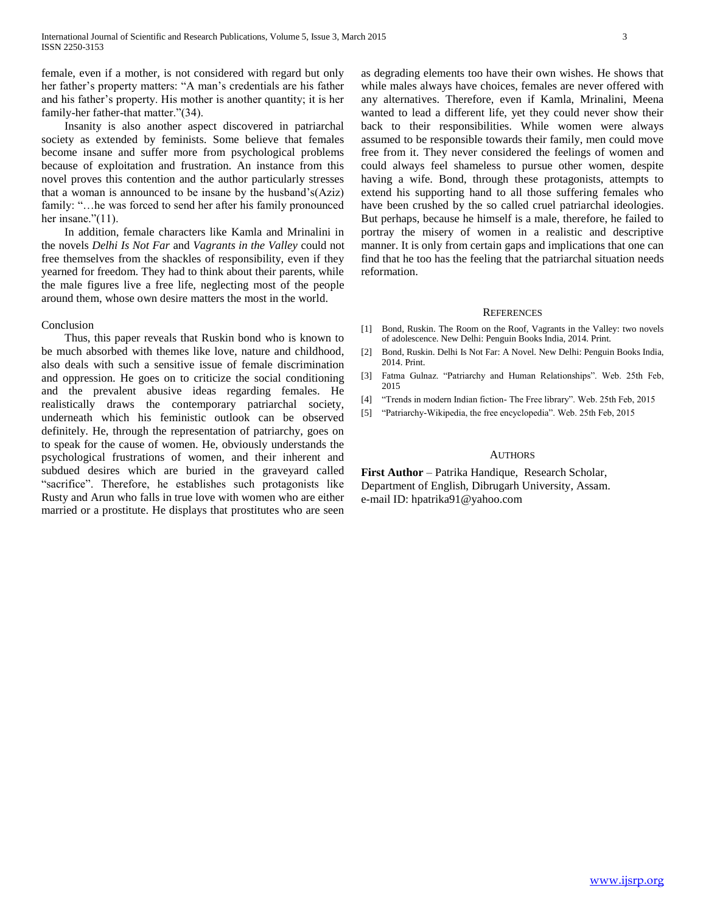female, even if a mother, is not considered with regard but only her father's property matters: "A man's credentials are his father and his father's property. His mother is another quantity; it is her family-her father-that matter."(34).

Insanity is also another aspect discovered in patriarchal society as extended by feminists. Some believe that females become insane and suffer more from psychological problems because of exploitation and frustration. An instance from this novel proves this contention and the author particularly stresses that a woman is announced to be insane by the husband's(Aziz) family: "…he was forced to send her after his family pronounced her insane."(11).

In addition, female characters like Kamla and Mrinalini in the novels *Delhi Is Not Far* and *Vagrants in the Valley* could not free themselves from the shackles of responsibility, even if they yearned for freedom. They had to think about their parents, while the male figures live a free life, neglecting most of the people around them, whose own desire matters the most in the world.

Conclusion

Thus, this paper reveals that Ruskin bond who is known to be much absorbed with themes like love, nature and childhood, also deals with such a sensitive issue of female discrimination and oppression. He goes on to criticize the social conditioning and the prevalent abusive ideas regarding females. He realistically draws the contemporary patriarchal society, underneath which his feministic outlook can be observed definitely. He, through the representation of patriarchy, goes on to speak for the cause of women. He, obviously understands the psychological frustrations of women, and their inherent and subdued desires which are buried in the graveyard called "sacrifice". Therefore, he establishes such protagonists like Rusty and Arun who falls in true love with women who are either married or a prostitute. He displays that prostitutes who are seen as degrading elements too have their own wishes. He shows that while males always have choices, females are never offered with any alternatives. Therefore, even if Kamla, Mrinalini, Meena wanted to lead a different life, yet they could never show their back to their responsibilities. While women were always assumed to be responsible towards their family, men could move free from it. They never considered the feelings of women and could always feel shameless to pursue other women, despite having a wife. Bond, through these protagonists, attempts to extend his supporting hand to all those suffering females who have been crushed by the so called cruel patriarchal ideologies. But perhaps, because he himself is a male, therefore, he failed to portray the misery of women in a realistic and descriptive manner. It is only from certain gaps and implications that one can find that he too has the feeling that the patriarchal situation needs reformation.

## References

[1] Bond, Ruskin. The Room on the Roof, Vagrants in the Valley: two novels of adolescence. New Delhi: Penguin Books India, 2014. Print.

[2] Bond, Ruskin. Delhi Is Not Far: A Novel. New Delhi: Penguin Books India, 2014. Print.

[3] Fatma Gulnaz. "Patriarchy and Human Relationships". Web. 25th Feb, 2015

[4] "Trends in modern Indian fiction- The Free library". Web. 25th Feb, 2015

[5] "Patriarchy-Wikipedia, the free encyclopedia". Web. 25th Feb, 2015

## Authors

**First Author** – Patrika Handique, Research Scholar, Department of English, Dibrugarh University, Assam. e-mail ID: hpatrika91@yahoo.com